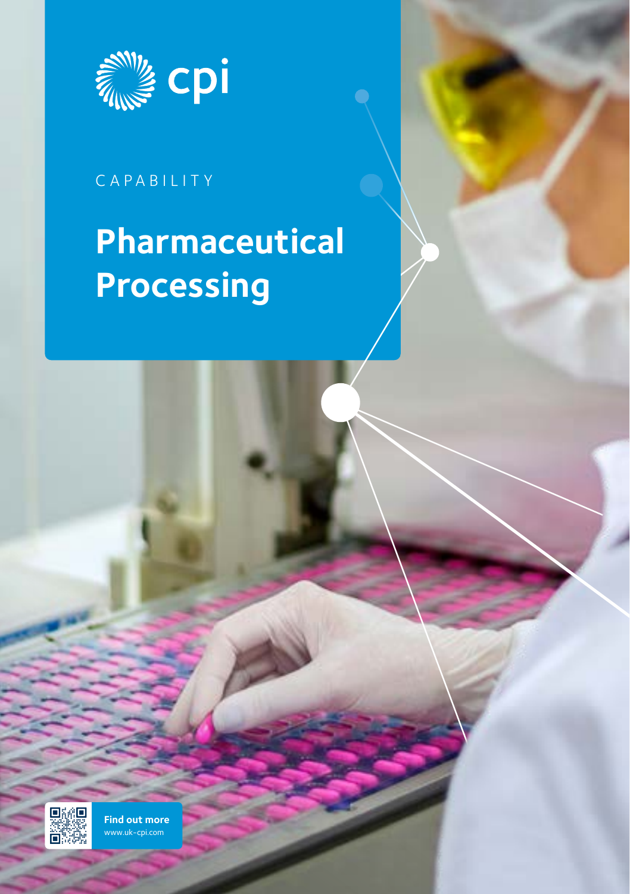cpi

CAPABILITY

# Pharmaceutical Processing

**Find out more**
www.uk-cpi.com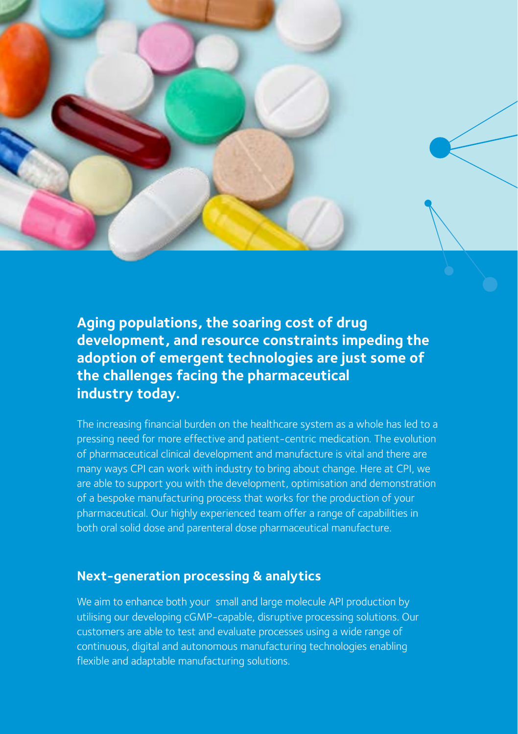**Aging populations, the soaring cost of drug development, and resource constraints impeding the adoption of emergent technologies are just some of the challenges facing the pharmaceutical industry today.**

The increasing financial burden on the healthcare system as a whole has led to a pressing need for more effective and patient-centric medication. The evolution of pharmaceutical clinical development and manufacture is vital and there are many ways CPI can work with industry to bring about change. Here at CPI, we are able to support you with the development, optimisation and demonstration of a bespoke manufacturing process that works for the production of your pharmaceutical. Our highly experienced team offer a range of capabilities in both oral solid dose and parenteral dose pharmaceutical manufacture.

## Next-generation processing & analytics

We aim to enhance both your small and large molecule API production by utilising our developing cGMP-capable, disruptive processing solutions. Our customers are able to test and evaluate processes using a wide range of continuous, digital and autonomous manufacturing technologies enabling flexible and adaptable manufacturing solutions.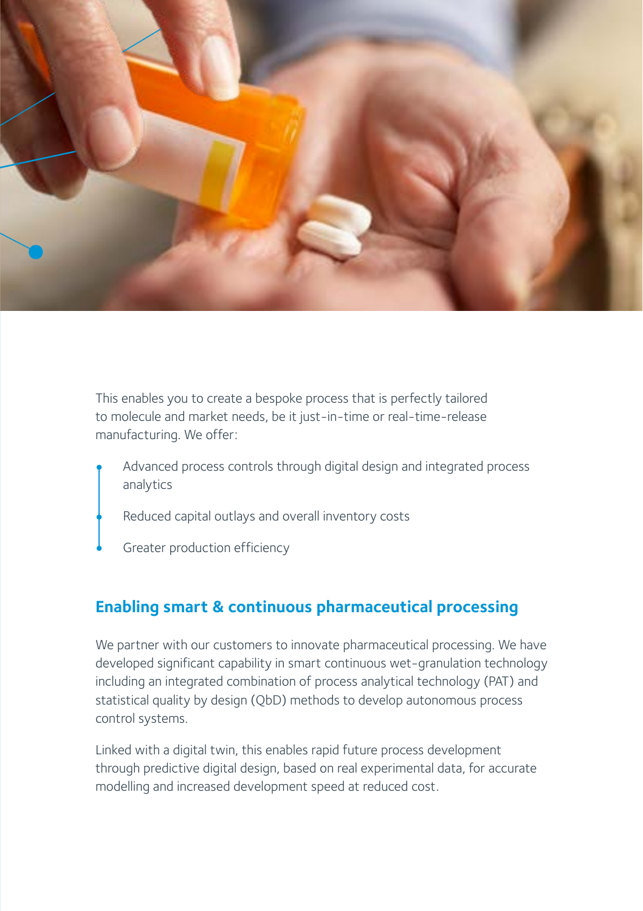This enables you to create a bespoke process that is perfectly tailored to molecule and market needs, be it just-in-time or real-time-release manufacturing. We offer:

- Advanced process controls through digital design and integrated process analytics
- Reduced capital outlays and overall inventory costs
- Greater production efficiency

## Enabling smart & continuous pharmaceutical processing

We partner with our customers to innovate pharmaceutical processing. We have developed significant capability in smart continuous wet-granulation technology including an integrated combination of process analytical technology (PAT) and statistical quality by design (QbD) methods to develop autonomous process control systems.

Linked with a digital twin, this enables rapid future process development through predictive digital design, based on real experimental data, for accurate modelling and increased development speed at reduced cost.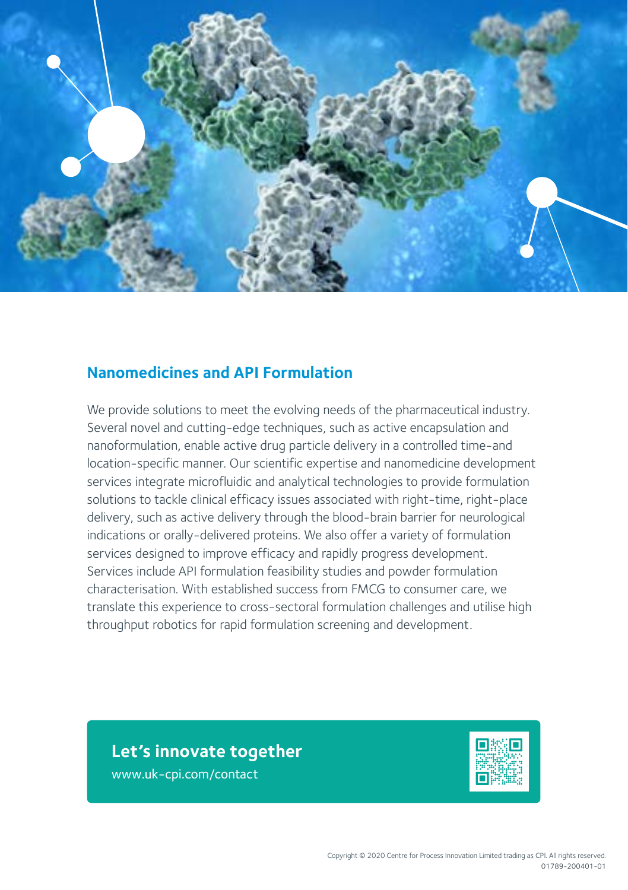## Nanomedicines and API Formulation

We provide solutions to meet the evolving needs of the pharmaceutical industry. Several novel and cutting-edge techniques, such as active encapsulation and nanoformulation, enable active drug particle delivery in a controlled time-and location-specific manner. Our scientific expertise and nanomedicine development services integrate microfluidic and analytical technologies to provide formulation solutions to tackle clinical efficacy issues associated with right-time, right-place delivery, such as active delivery through the blood-brain barrier for neurological indications or orally-delivered proteins. We also offer a variety of formulation services designed to improve efficacy and rapidly progress development. Services include API formulation feasibility studies and powder formulation characterisation. With established success from FMCG to consumer care, we translate this experience to cross-sectoral formulation challenges and utilise high throughput robotics for rapid formulation screening and development.

**Let's innovate together**

www.uk-cpi.com/contact

Copyright © 2020 Centre for Process Innovation Limited trading as CPI. All rights reserved.
01789-200401-01